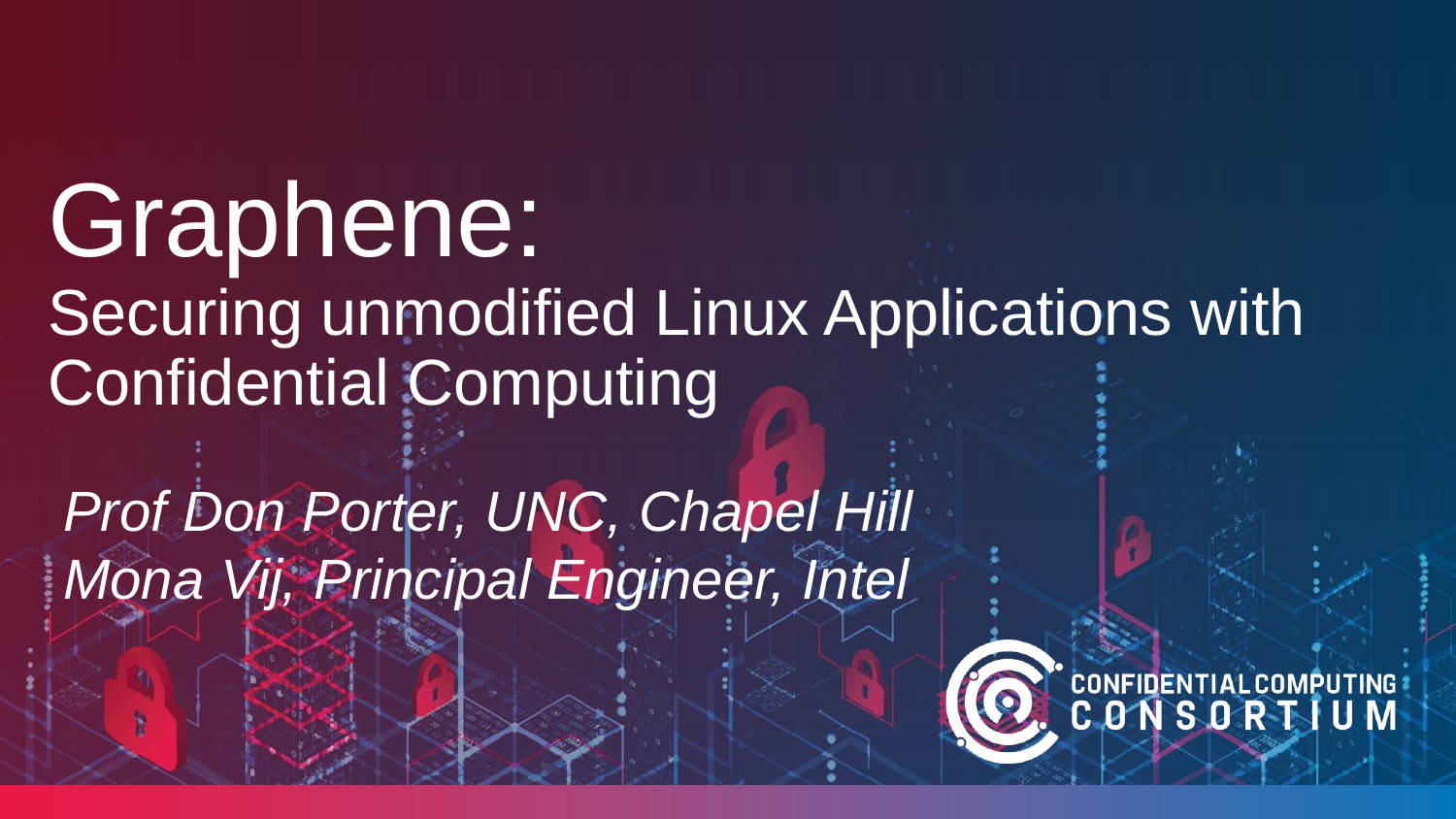# Graphene:

## Securing unmodified Linux Applications with Confidential Computing

*Prof Don Porter, UNC, Chapel Hill*

*Mona Vij, Principal Engineer, Intel*

CONFIDENTIAL COMPUTING CONSORTIUM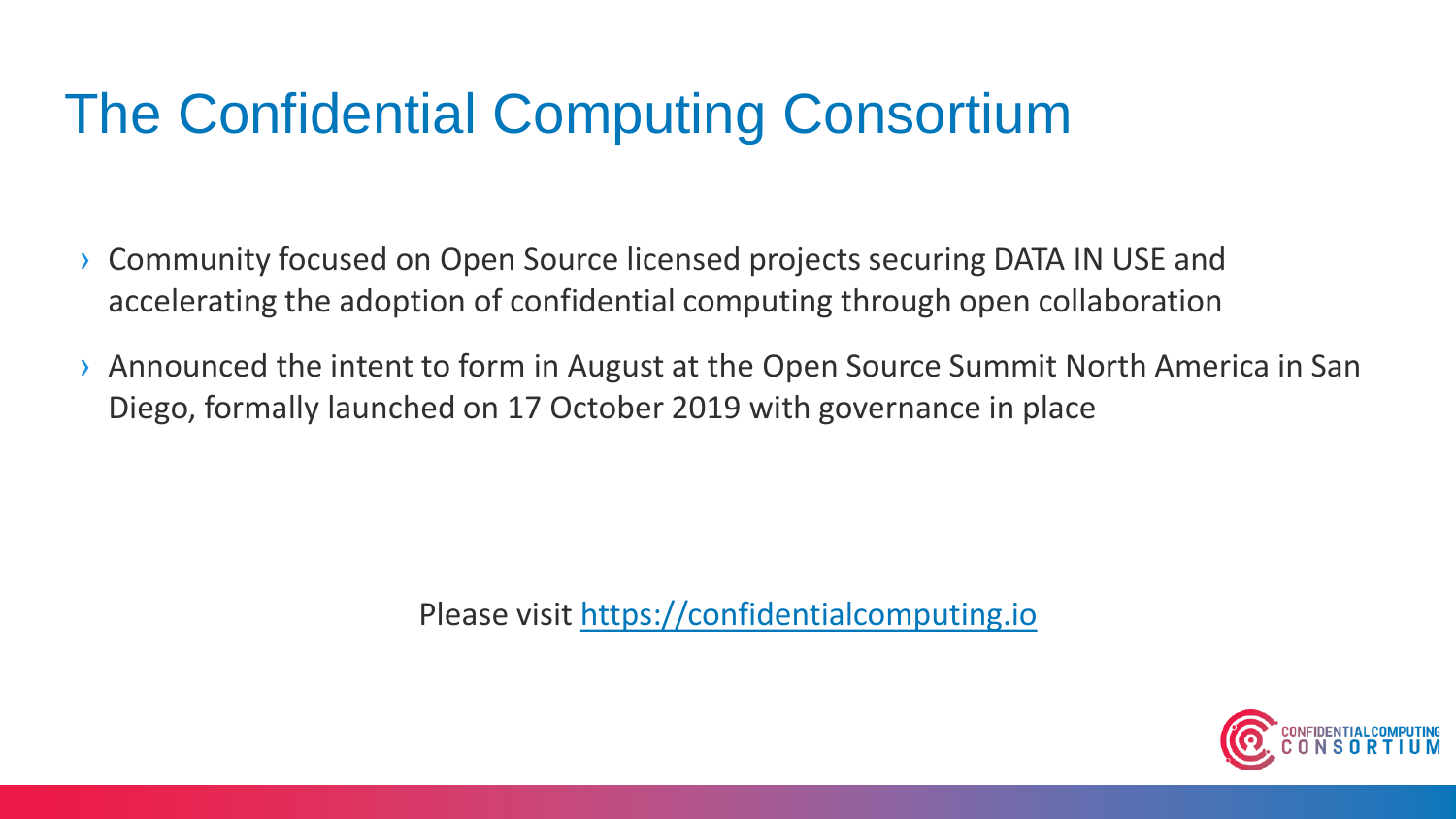# The Confidential Computing Consortium

- Community focused on Open Source licensed projects securing DATA IN USE and accelerating the adoption of confidential computing through open collaboration
- Announced the intent to form in August at the Open Source Summit North America in San Diego, formally launched on 17 October 2019 with governance in place

Please visit [https://confidentialcomputing.io](https://confidentialcomputing.io)

CONFIDENTIAL COMPUTING CONSORTIUM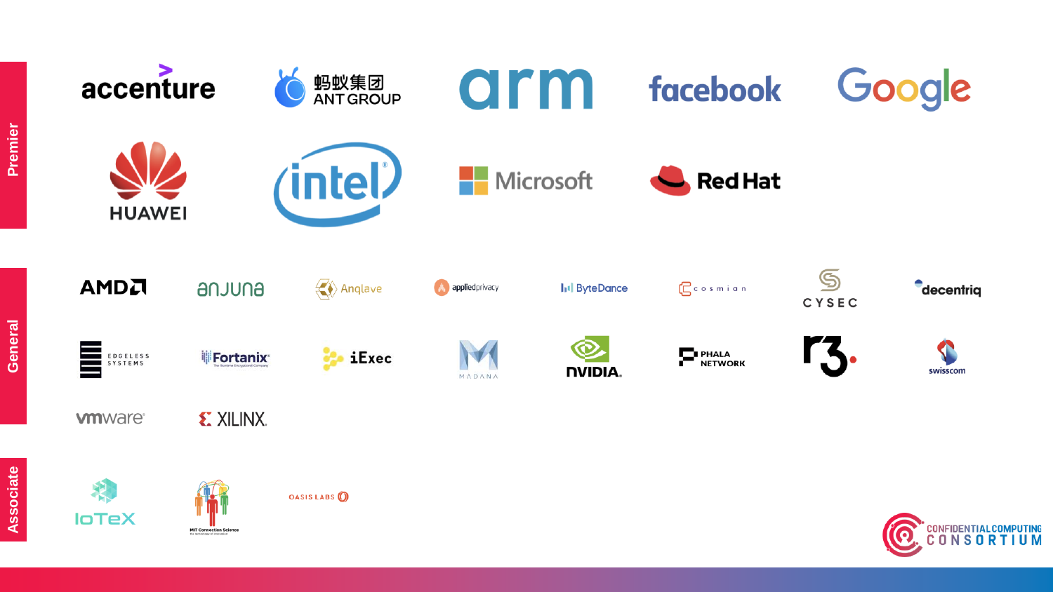## Premier

accenture

蚂蚁集团 ANT GROUP

arm

facebook

Google

HUAWEI

intel

Microsoft

Red Hat

## General

AMD

anjuna

Anqlave

appliedprivacy

ByteDance

cosmian

CYSEC

decentriq

EDGELESS SYSTEMS

Fortanix

iExec

MADANA

NVIDIA

PHALA NETWORK

r3.

swisscom

vmware

XILINX

## Associate

IoTeX

MIT Connection Science

OASIS LABS

CONFIDENTIAL COMPUTING CONSORTIUM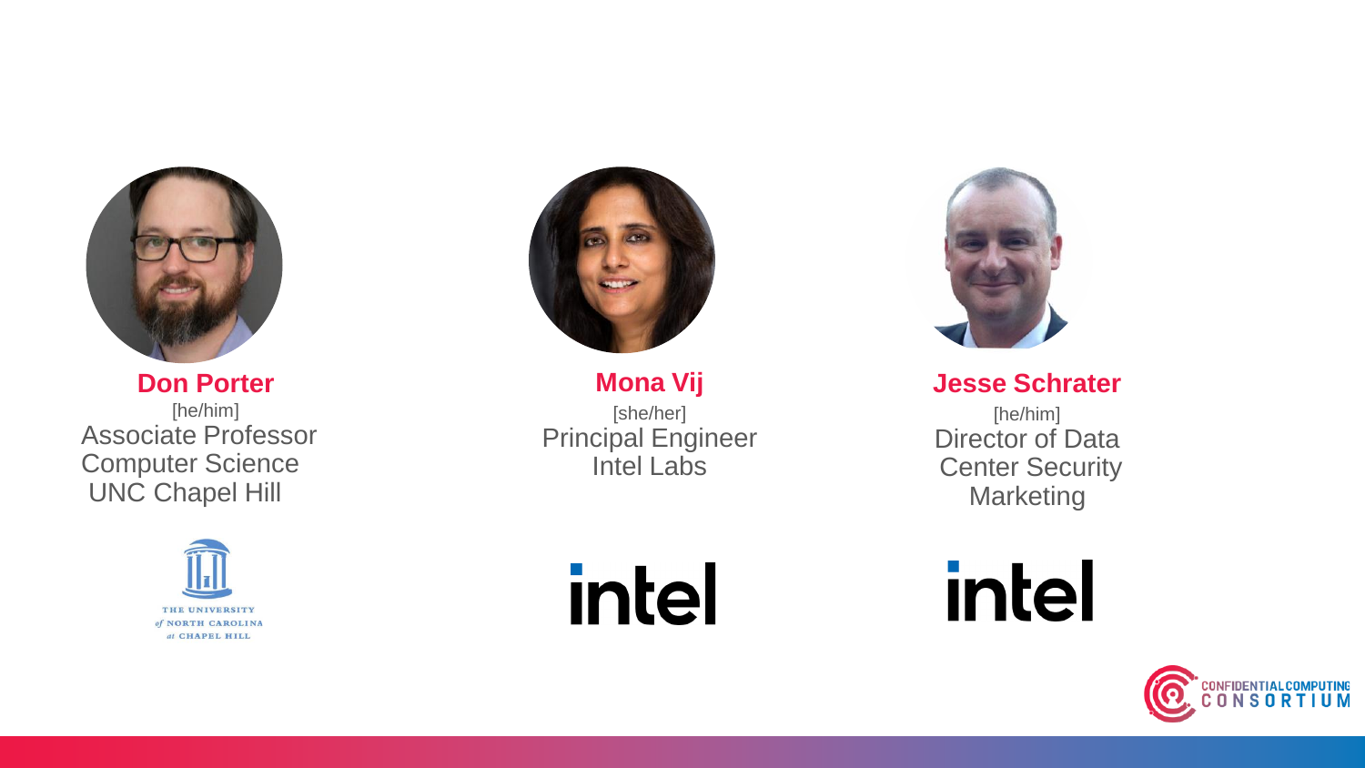**Don Porter**
[he/him]
Associate Professor
Computer Science
UNC Chapel Hill

THE UNIVERSITY of NORTH CAROLINA at CHAPEL HILL

**Mona Vij**
[she/her]
Principal Engineer
Intel Labs

intel

**Jesse Schrater**
[he/him]
Director of Data Center Security Marketing

intel

CONFIDENTIAL COMPUTING CONSORTIUM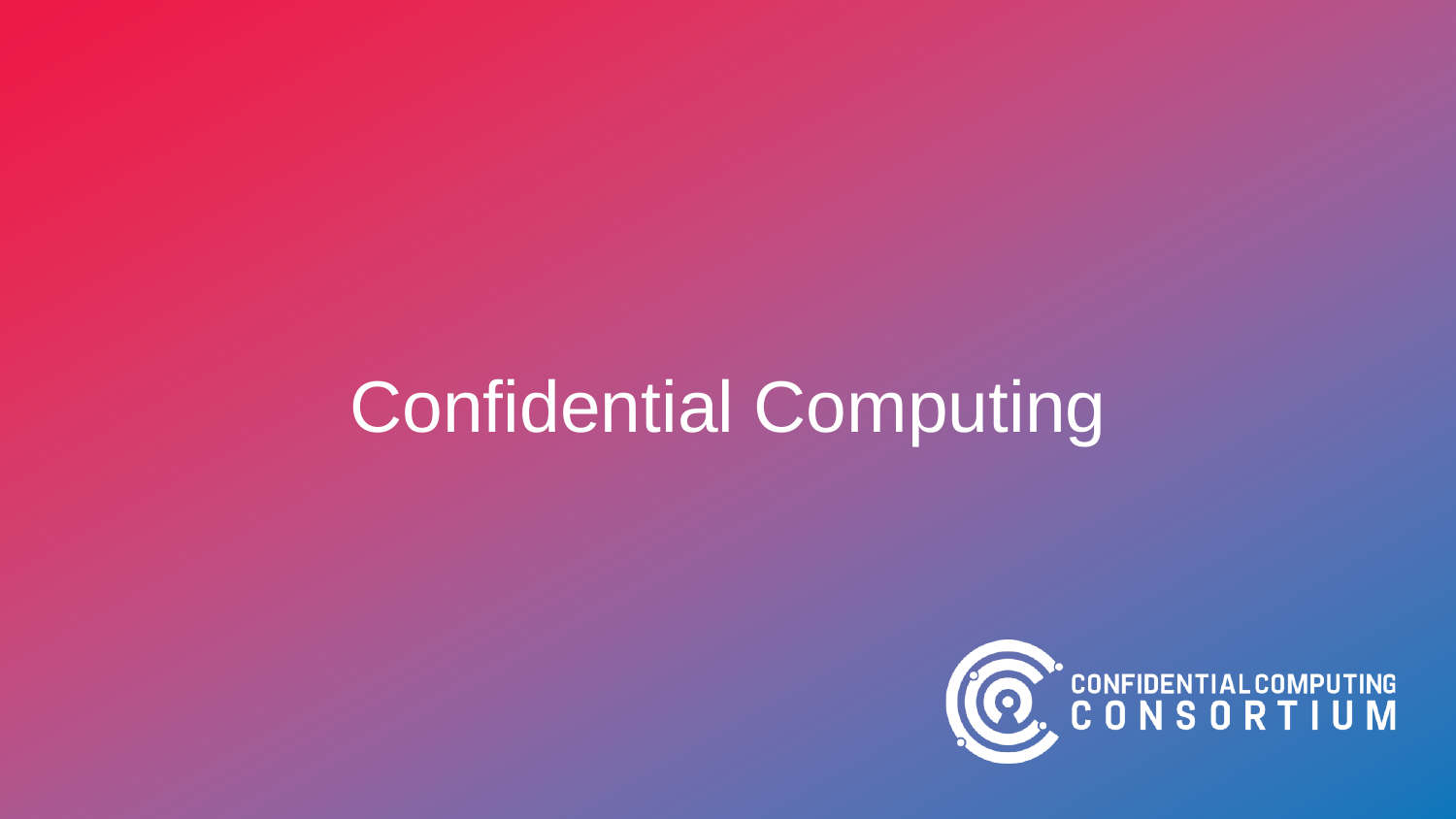# Confidential Computing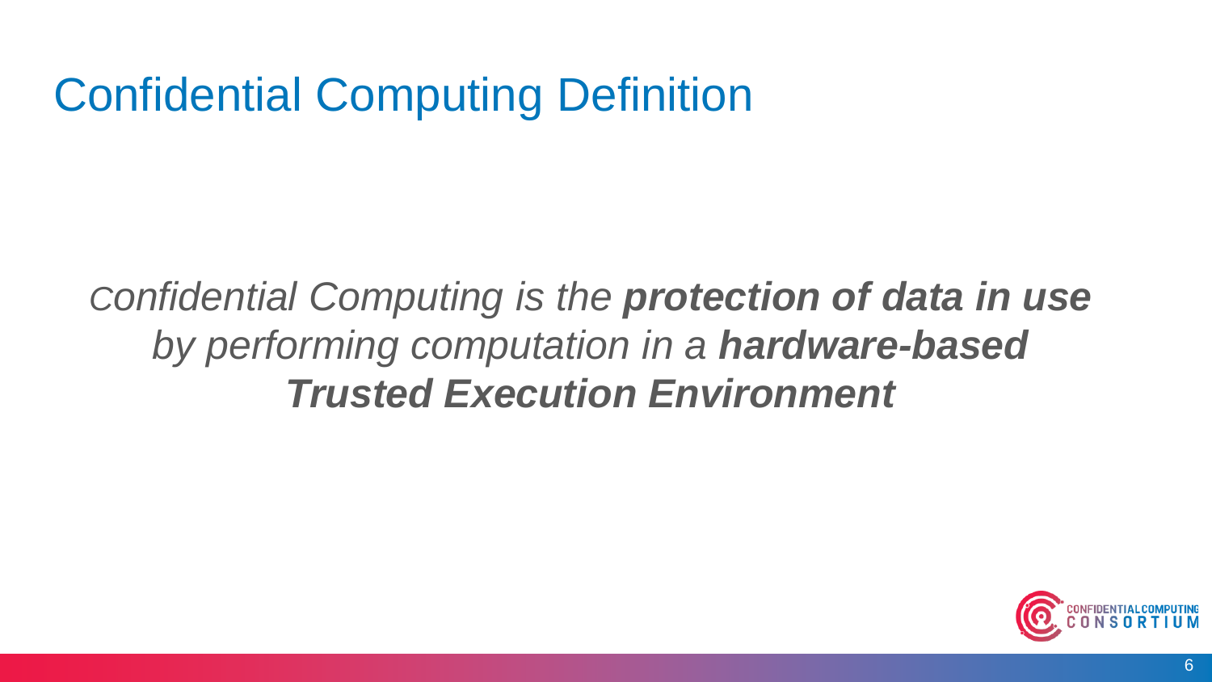# Confidential Computing Definition

*Confidential Computing is the* ***protection of data in use*** *by performing computation in a* ***hardware-based Trusted Execution Environment***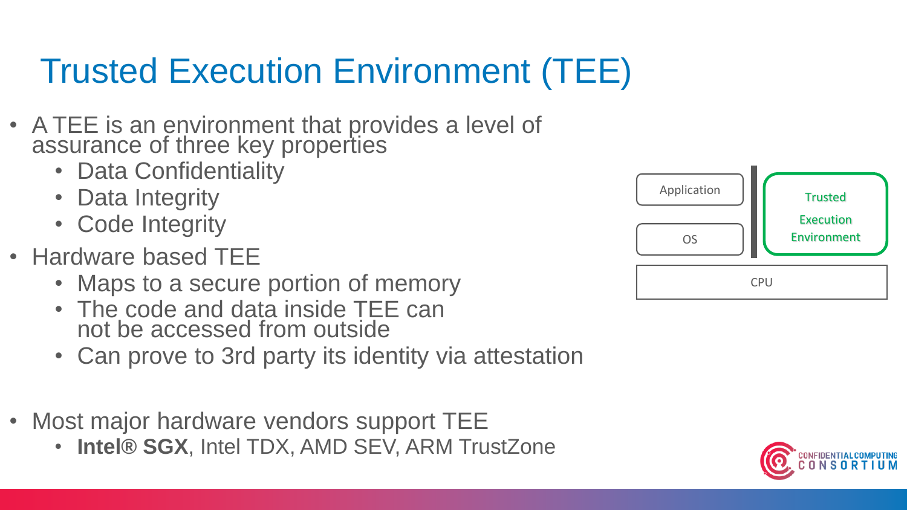# Trusted Execution Environment (TEE)

- A TEE is an environment that provides a level of assurance of three key properties
  - Data Confidentiality
  - Data Integrity
  - Code Integrity
- Hardware based TEE
  - Maps to a secure portion of memory
  - The code and data inside TEE can not be accessed from outside
  - Can prove to 3rd party its identity via attestation

- Most major hardware vendors support TEE
  - **Intel® SGX**, Intel TDX, AMD SEV, ARM TrustZone

Application | OS | Trusted Execution Environment | CPU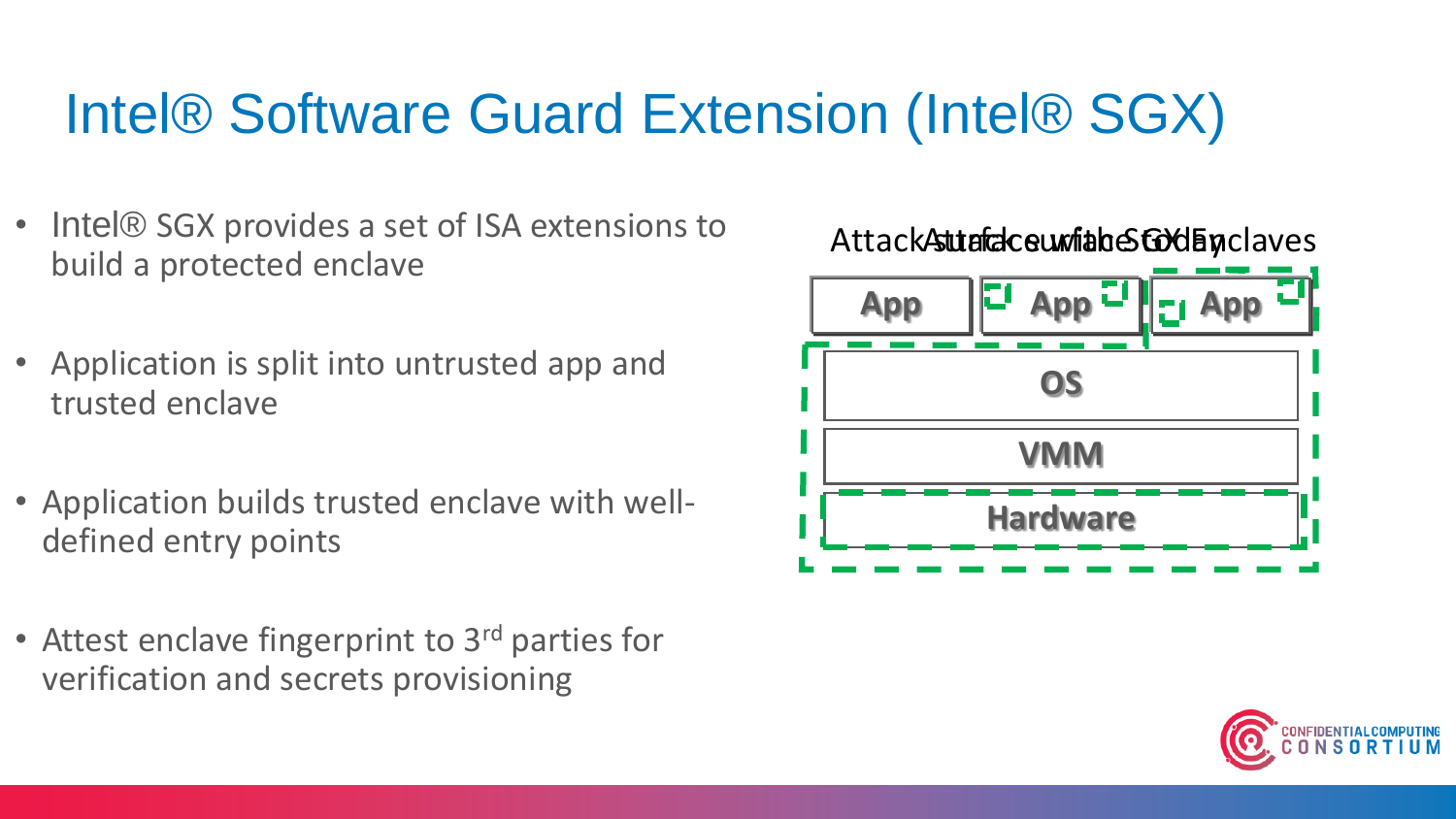# Intel® Software Guard Extension (Intel® SGX)

- Intel® SGX provides a set of ISA extensions to build a protected enclave
- Application is split into untrusted app and trusted enclave
- Application builds trusted enclave with well-defined entry points
- Attest enclave fingerprint to 3rd parties for verification and secrets provisioning

Attack surface today / Attack surface with SGX Enclaves

| App | App | App |
|---|---|---|
| OS | | |
| VMM | | |
| Hardware | | |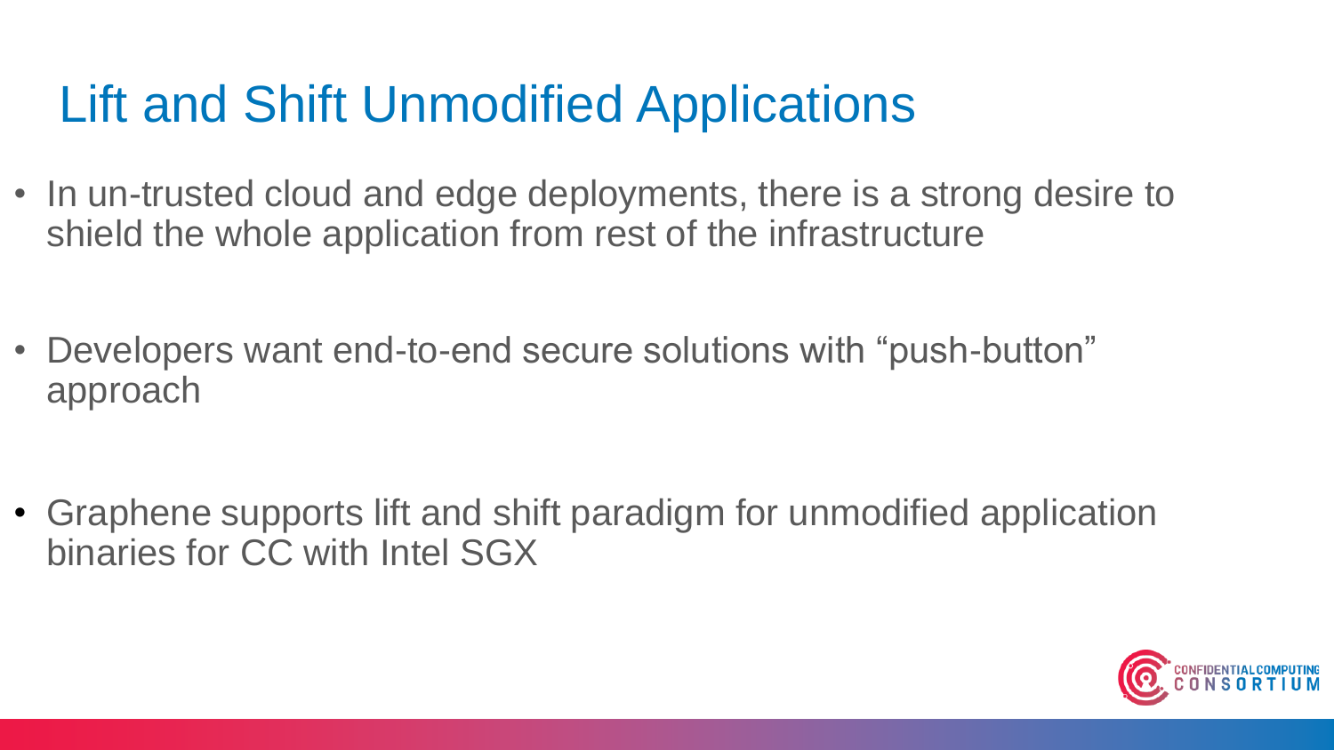# Lift and Shift Unmodified Applications

- In un-trusted cloud and edge deployments, there is a strong desire to shield the whole application from rest of the infrastructure
- Developers want end-to-end secure solutions with “push-button” approach
- Graphene supports lift and shift paradigm for unmodified application binaries for CC with Intel SGX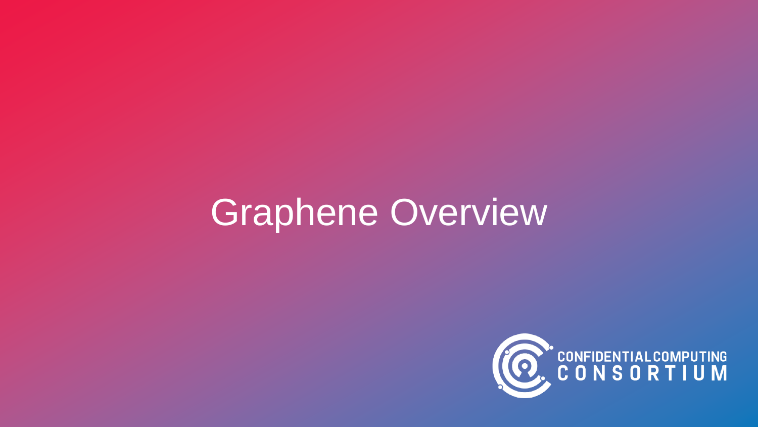# Graphene Overview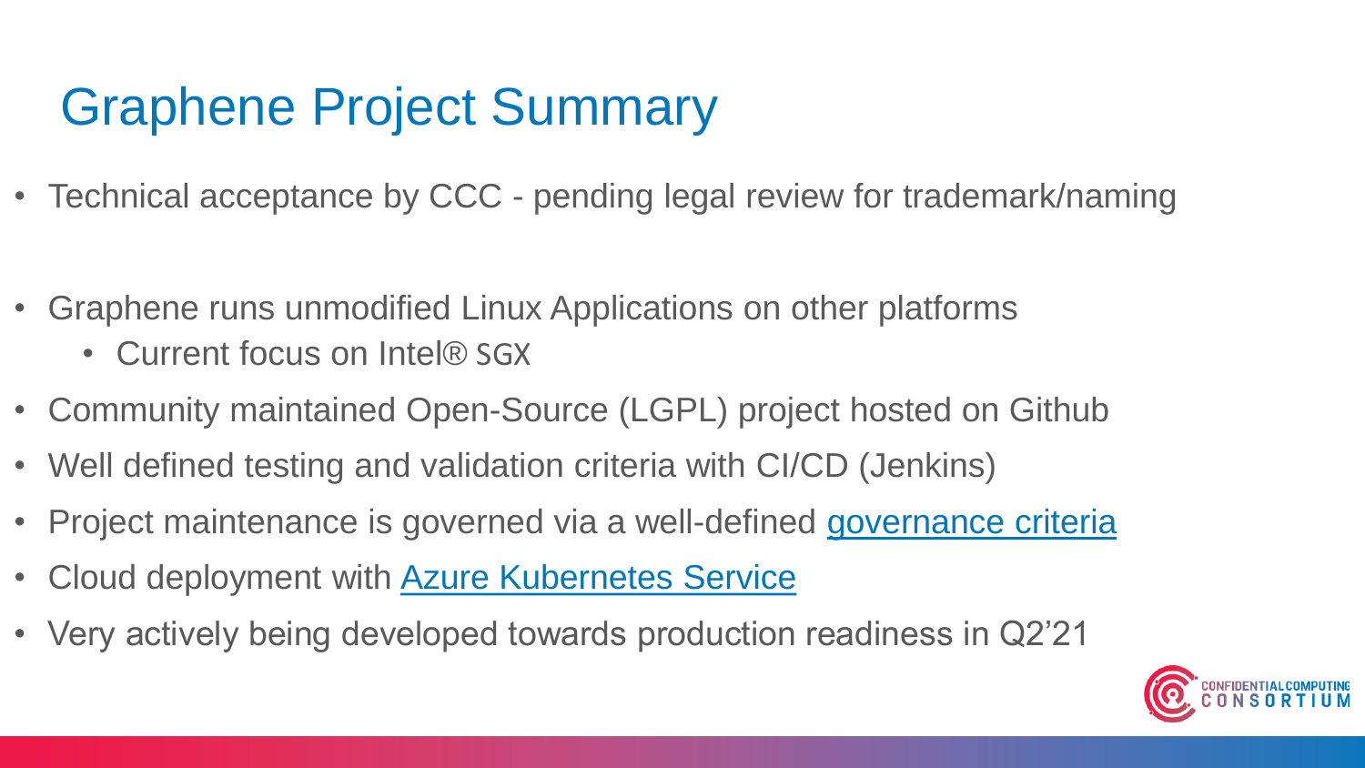# Graphene Project Summary

- Technical acceptance by CCC - pending legal review for trademark/naming
- Graphene runs unmodified Linux Applications on other platforms
  - Current focus on Intel® SGX
- Community maintained Open-Source (LGPL) project hosted on Github
- Well defined testing and validation criteria with CI/CD (Jenkins)
- Project maintenance is governed via a well-defined governance criteria
- Cloud deployment with Azure Kubernetes Service
- Very actively being developed towards production readiness in Q2'21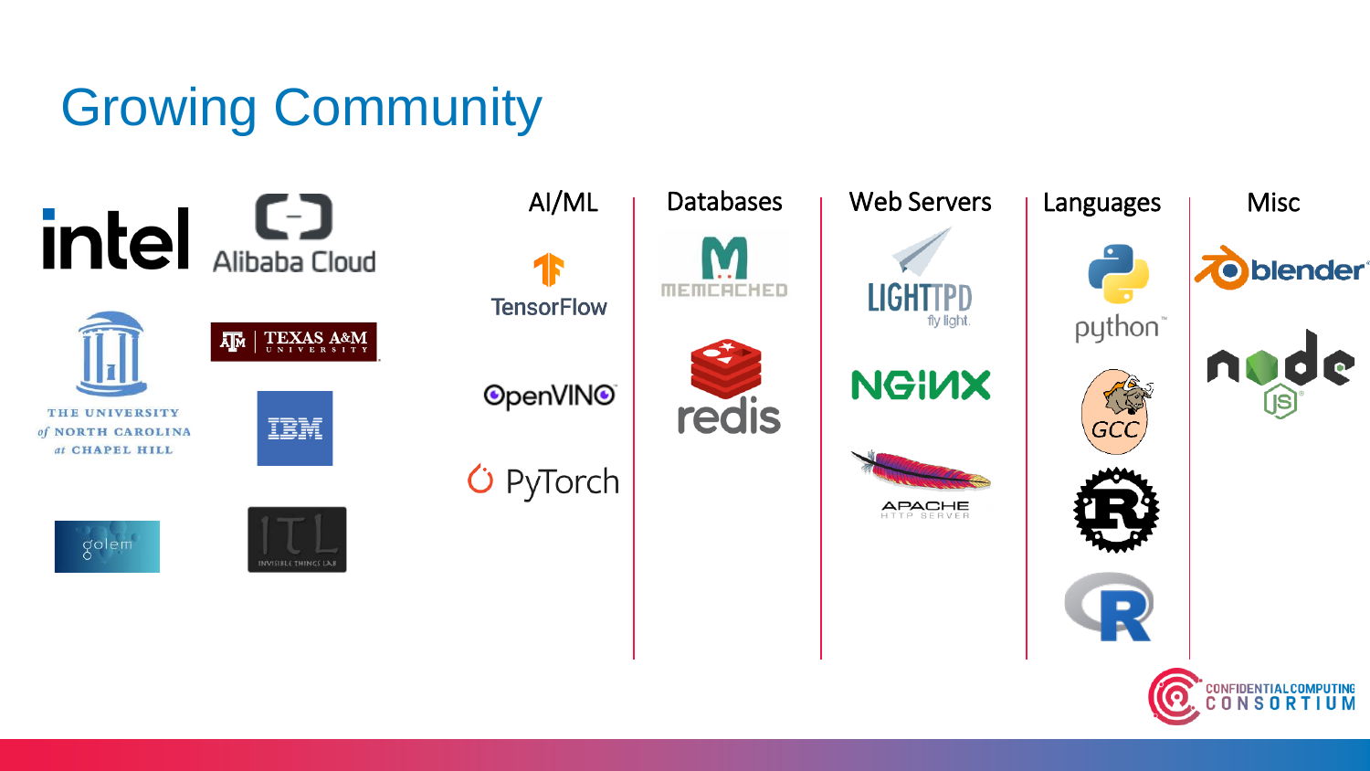# Growing Community

intel

Alibaba Cloud

THE UNIVERSITY of NORTH CAROLINA at CHAPEL HILL

TEXAS A&M UNIVERSITY

IBM

golem

ITL INVISIBLE THINGS LAB

| AI/ML | Databases | Web Servers | Languages | Misc |
|---|---|---|---|---|
| TensorFlow | MEMCACHED | LIGHTTPD fly light. | python | blender |
| OpenVINO | redis | NGINX | GCC | node JS |
| PyTorch | | APACHE HTTP SERVER | Rust | |
| | | | R | |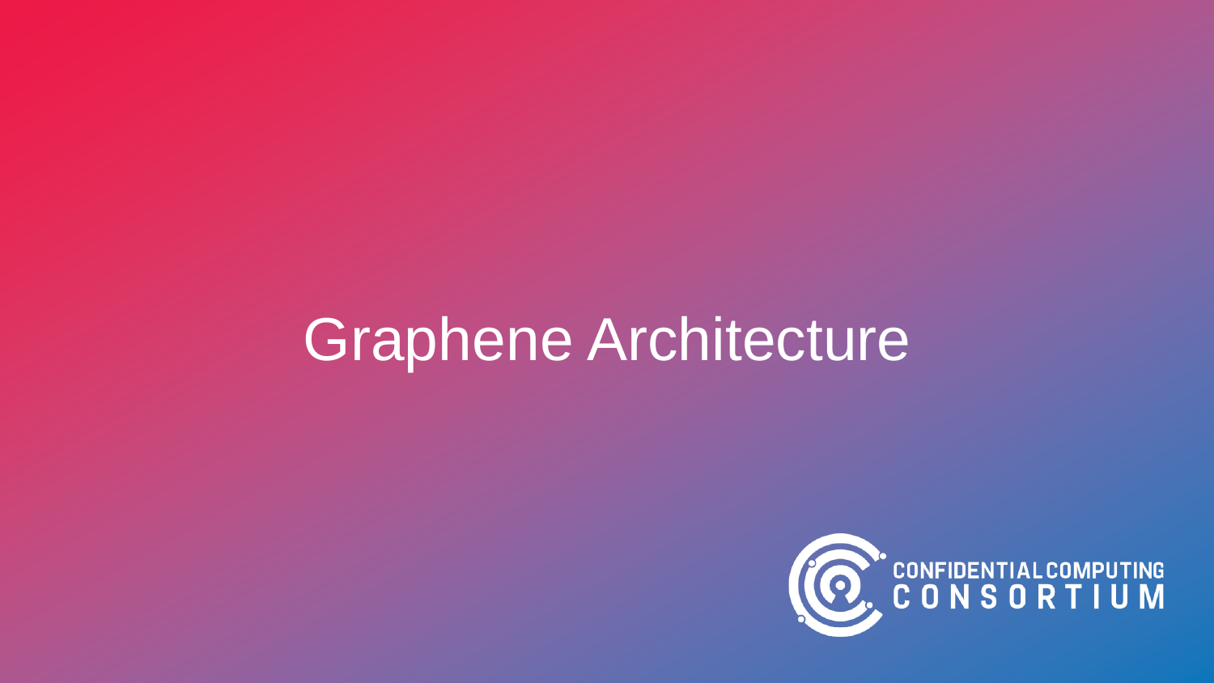# Graphene Architecture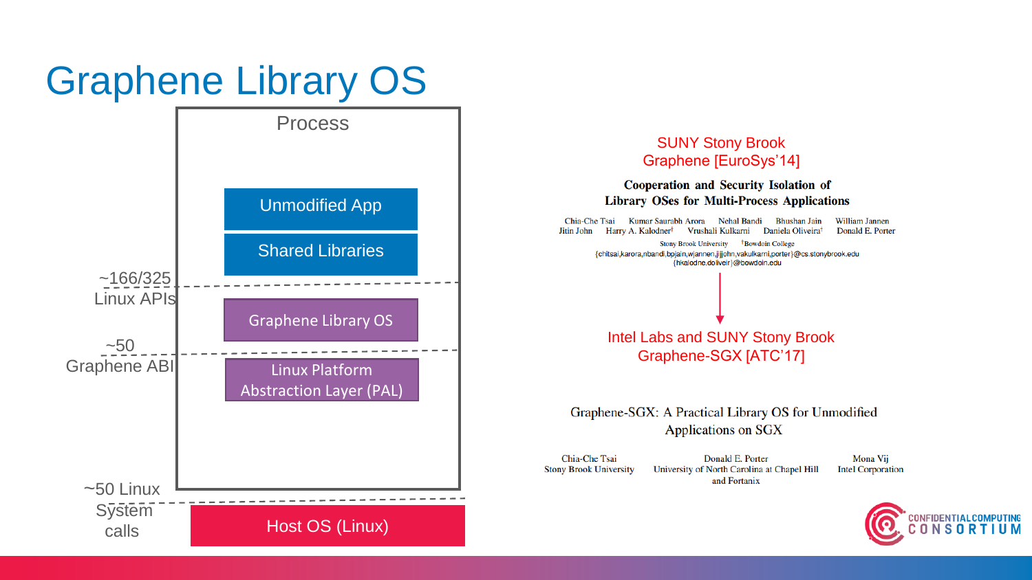# Graphene Library OS

Process

Unmodified App

Shared Libraries

~166/325 Linux APIs

Graphene Library OS

~50 Graphene ABI

Linux Platform Abstraction Layer (PAL)

~50 Linux System calls

Host OS (Linux)

SUNY Stony Brook
Graphene [EuroSys'14]

**Cooperation and Security Isolation of Library OSes for Multi-Process Applications**

Chia-Che Tsai, Kumar Saurabh Arora, Nehal Bandi, Bhushan Jain, William Jannen, Jitin John, Harry A. Kalodner†, Vrushali Kulkarni, Daniela Oliveira†, Donald E. Porter

Stony Brook University, †Bowdoin College

{chitsai,karora,nbandi,bpjain,wjannen,jijjohn,vakulkarni,porter}@cs.stonybrook.edu
{hkalodne,doliveir}@bowdoin.edu

↓

Intel Labs and SUNY Stony Brook
Graphene-SGX [ATC'17]

Graphene-SGX: A Practical Library OS for Unmodified Applications on SGX

Chia-Che Tsai, Stony Brook University
Donald E. Porter, University of North Carolina at Chapel Hill and Fortanix
Mona Vij, Intel Corporation

CONFIDENTIAL COMPUTING CONSORTIUM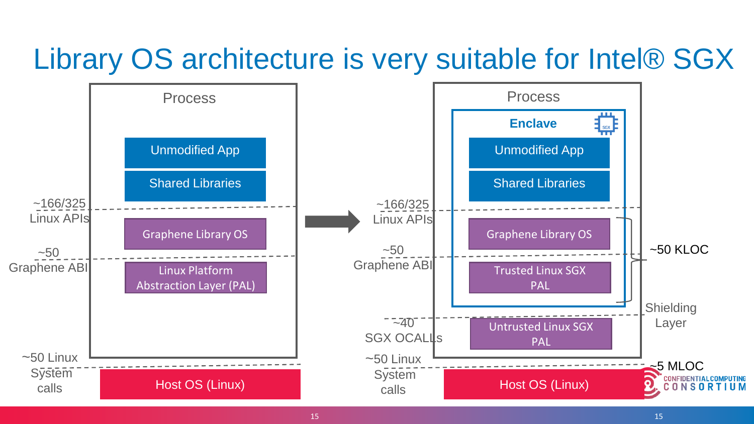# Library OS architecture is very suitable for Intel® SGX

**Process**

- Unmodified App
- Shared Libraries
- ~166/325 Linux APIs
- Graphene Library OS
- ~50 Graphene ABI
- Linux Platform Abstraction Layer (PAL)
- ~50 Linux System calls
- Host OS (Linux)

**Process**

**Enclave**

- Unmodified App
- Shared Libraries
- ~166/325 Linux APIs
- Graphene Library OS
- ~50 Graphene ABI
- Trusted Linux SGX PAL
- ~40 SGX OCALLs
- Untrusted Linux SGX PAL
- ~50 Linux System calls
- Host OS (Linux)

~50 KLOC

Shielding Layer

~5 MLOC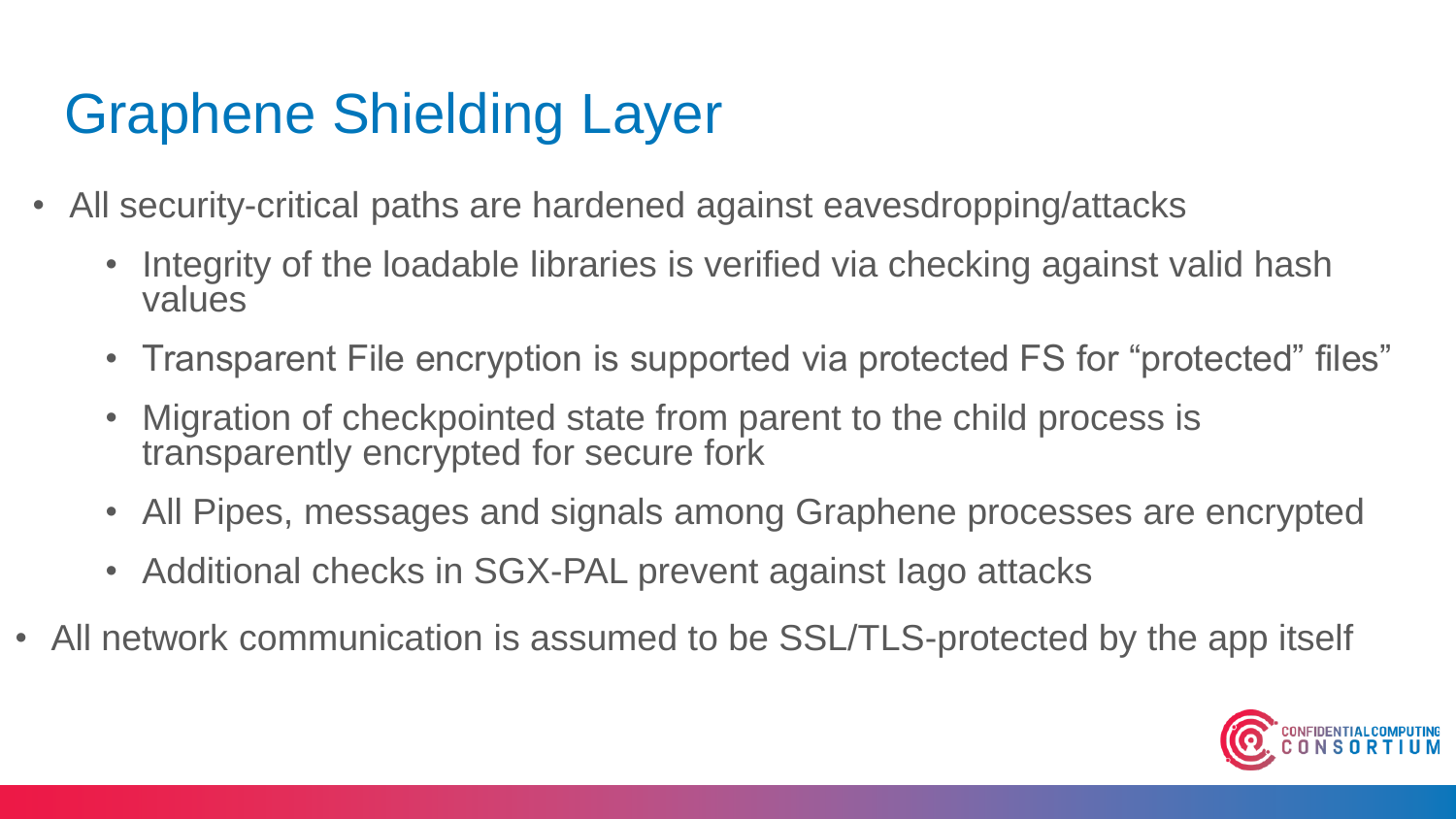# Graphene Shielding Layer

- All security-critical paths are hardened against eavesdropping/attacks
  - Integrity of the loadable libraries is verified via checking against valid hash values
  - Transparent File encryption is supported via protected FS for "protected" files"
  - Migration of checkpointed state from parent to the child process is transparently encrypted for secure fork
  - All Pipes, messages and signals among Graphene processes are encrypted
  - Additional checks in SGX-PAL prevent against Iago attacks
- All network communication is assumed to be SSL/TLS-protected by the app itself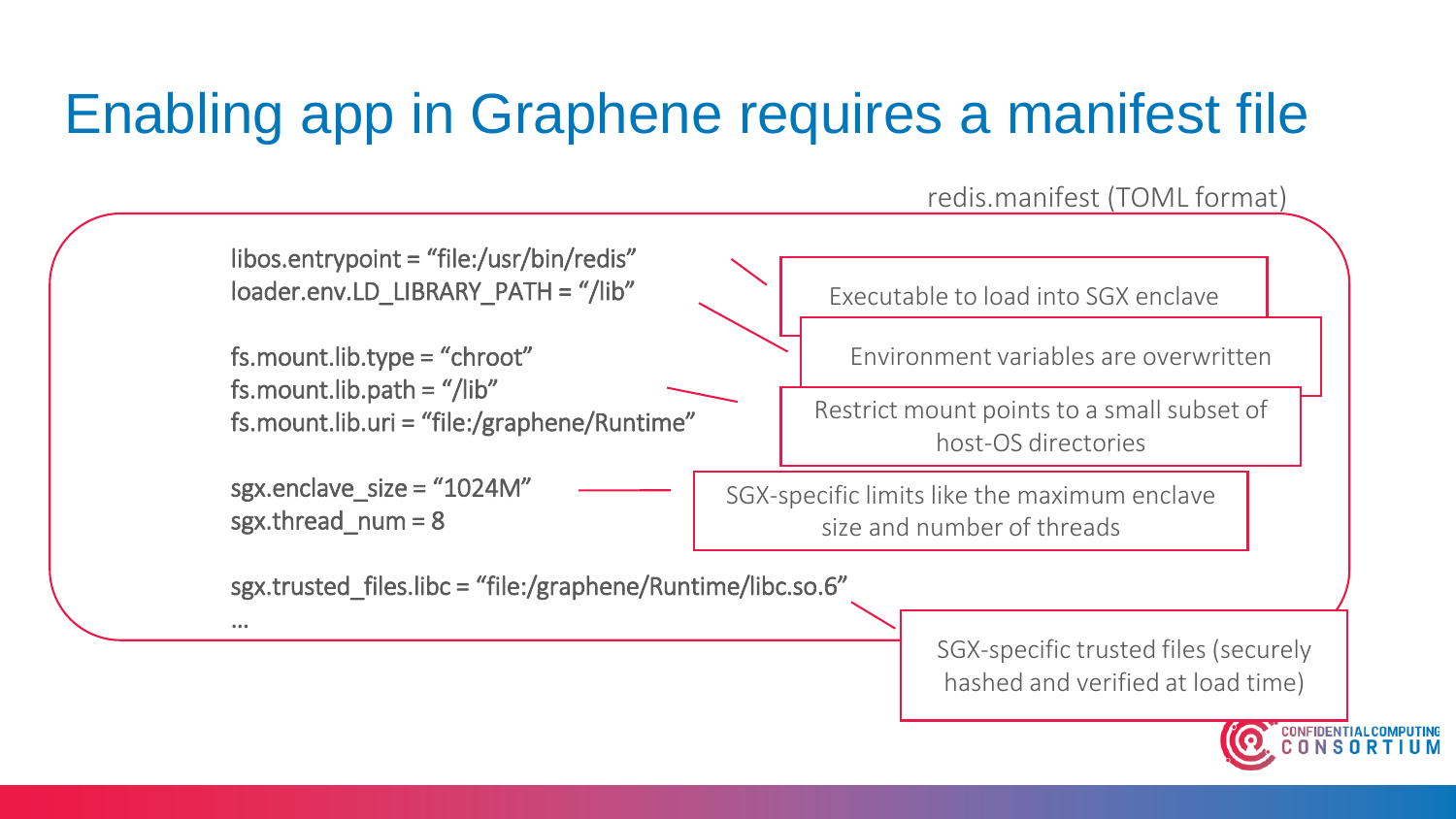# Enabling app in Graphene requires a manifest file

redis.manifest (TOML format)

```
libos.entrypoint = "file:/usr/bin/redis"
loader.env.LD_LIBRARY_PATH = "/lib"

fs.mount.lib.type = "chroot"
fs.mount.lib.path = "/lib"
fs.mount.lib.uri = "file:/graphene/Runtime"

sgx.enclave_size = "1024M"
sgx.thread_num = 8

sgx.trusted_files.libc = "file:/graphene/Runtime/libc.so.6"
…
```

- Executable to load into SGX enclave
- Environment variables are overwritten
- Restrict mount points to a small subset of host-OS directories
- SGX-specific limits like the maximum enclave size and number of threads
- SGX-specific trusted files (securely hashed and verified at load time)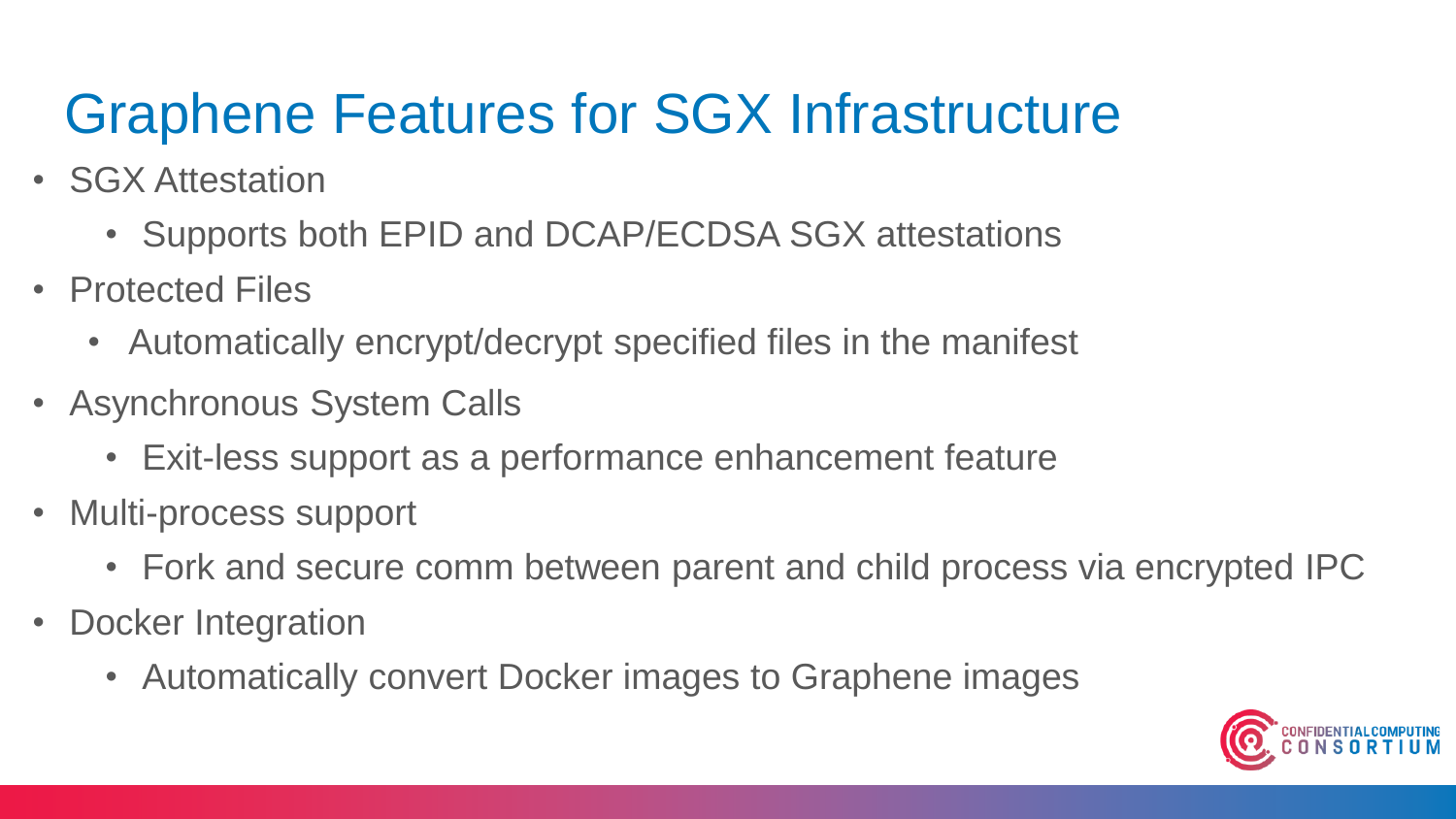# Graphene Features for SGX Infrastructure

- SGX Attestation
  - Supports both EPID and DCAP/ECDSA SGX attestations
- Protected Files
  - Automatically encrypt/decrypt specified files in the manifest
- Asynchronous System Calls
  - Exit-less support as a performance enhancement feature
- Multi-process support
  - Fork and secure comm between parent and child process via encrypted IPC
- Docker Integration
  - Automatically convert Docker images to Graphene images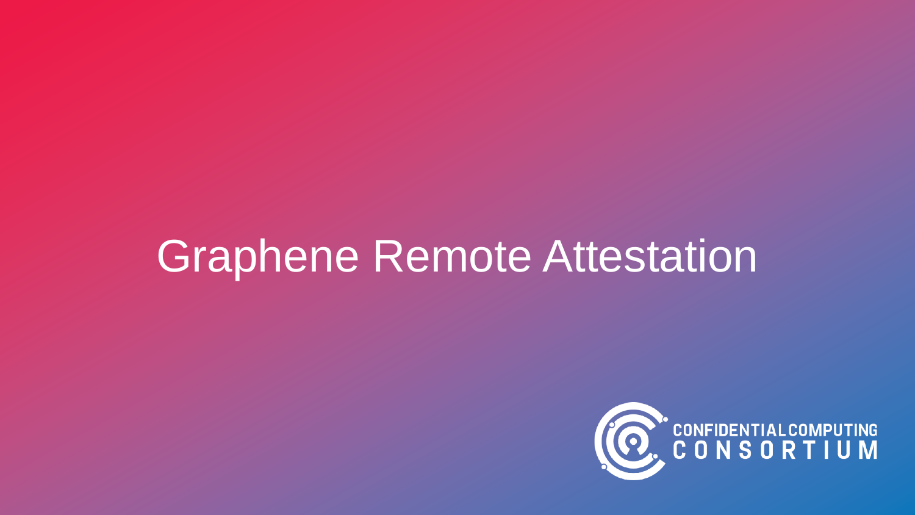# Graphene Remote Attestation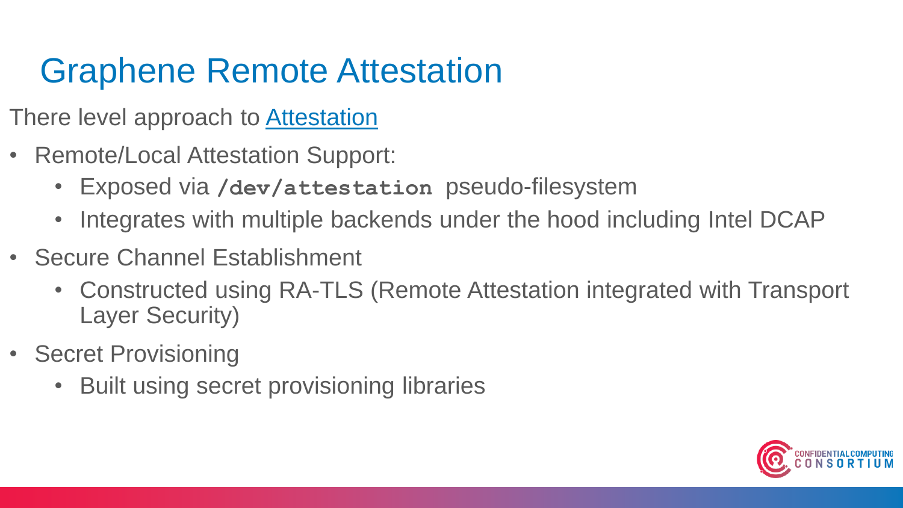# Graphene Remote Attestation

There level approach to [Attestation]

- Remote/Local Attestation Support:
  - Exposed via `/dev/attestation` pseudo-filesystem
  - Integrates with multiple backends under the hood including Intel DCAP
- Secure Channel Establishment
  - Constructed using RA-TLS (Remote Attestation integrated with Transport Layer Security)
- Secret Provisioning
  - Built using secret provisioning libraries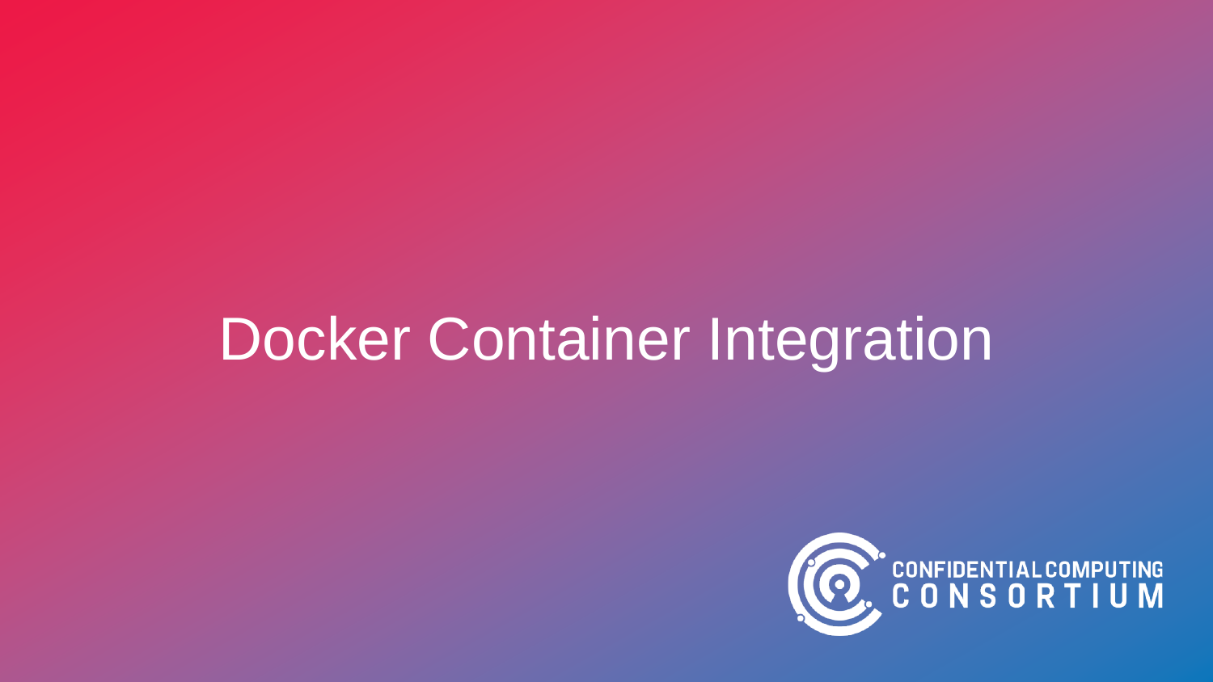# Docker Container Integration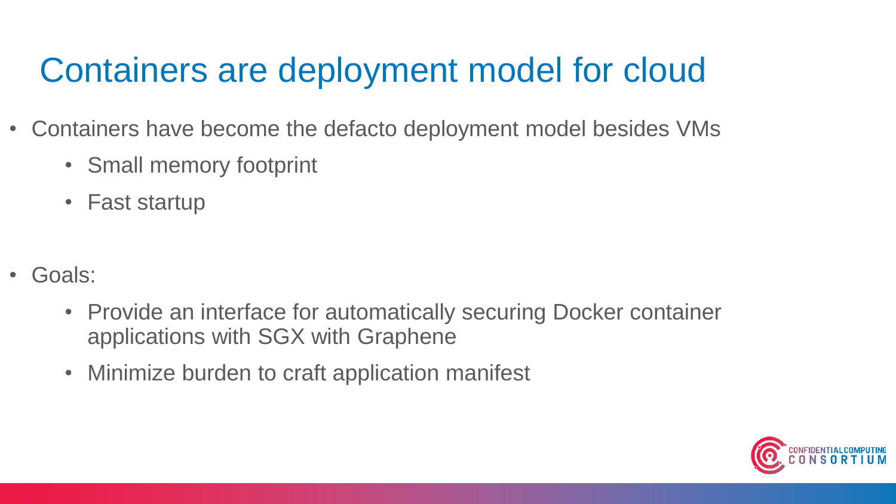# Containers are deployment model for cloud

- Containers have become the defacto deployment model besides VMs
  - Small memory footprint
  - Fast startup

- Goals:
  - Provide an interface for automatically securing Docker container applications with SGX with Graphene
  - Minimize burden to craft application manifest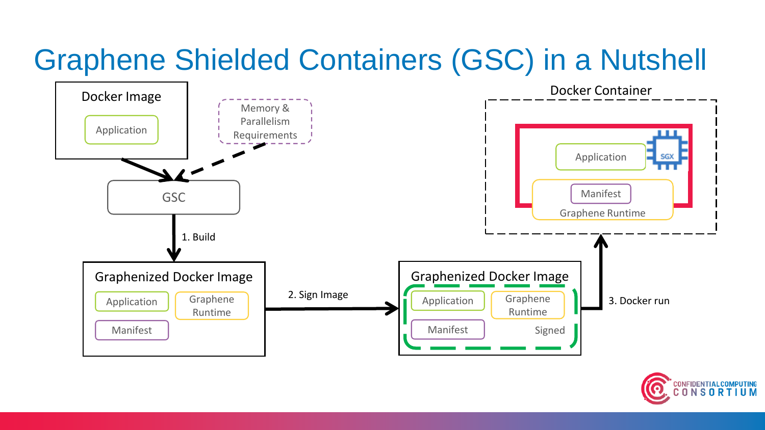# Graphene Shielded Containers (GSC) in a Nutshell

Docker Image

Application

Memory & Parallelism Requirements

GSC

1. Build

Graphenized Docker Image

Application

Graphene Runtime

Manifest

2. Sign Image

Graphenized Docker Image

Application

Graphene Runtime

Manifest

Signed

3. Docker run

Docker Container

Application

SGX

Manifest

Graphene Runtime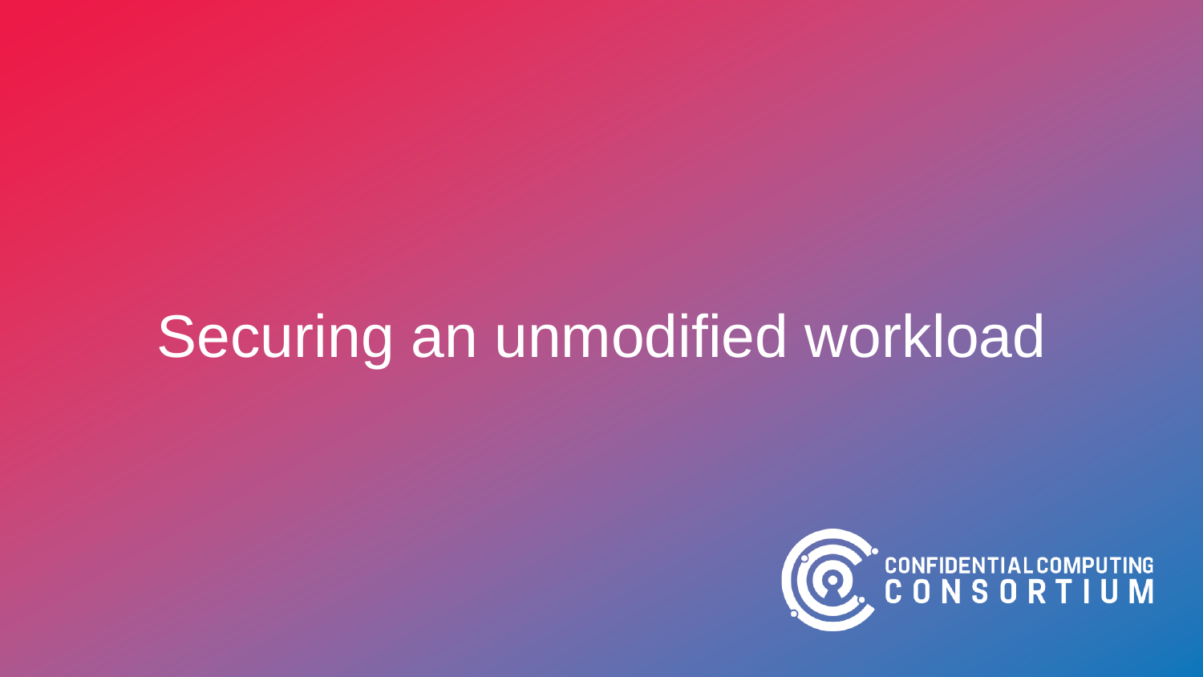# Securing an unmodified workload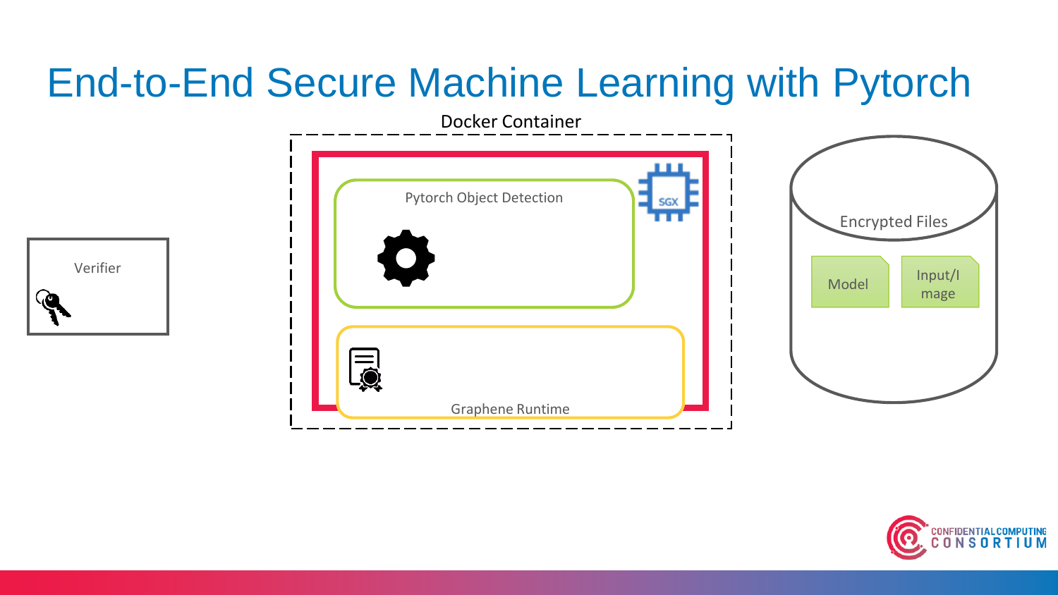# End-to-End Secure Machine Learning with Pytorch

Docker Container

Pytorch Object Detection

SGX

Graphene Runtime

Verifier

Encrypted Files

Model

Input/I
mage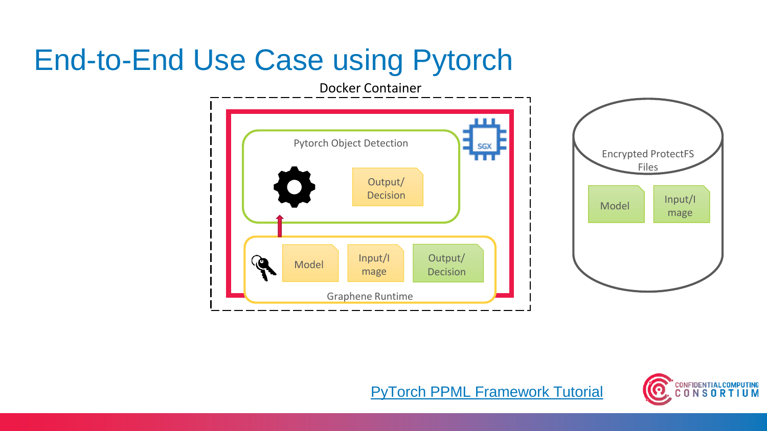# End-to-End Use Case using Pytorch

Docker Container

Pytorch Object Detection

Output/ Decision

SGX

Model

Input/I mage

Output/ Decision

Graphene Runtime

Encrypted ProtectFS Files

Model

Input/I mage

[PyTorch PPML Framework Tutorial]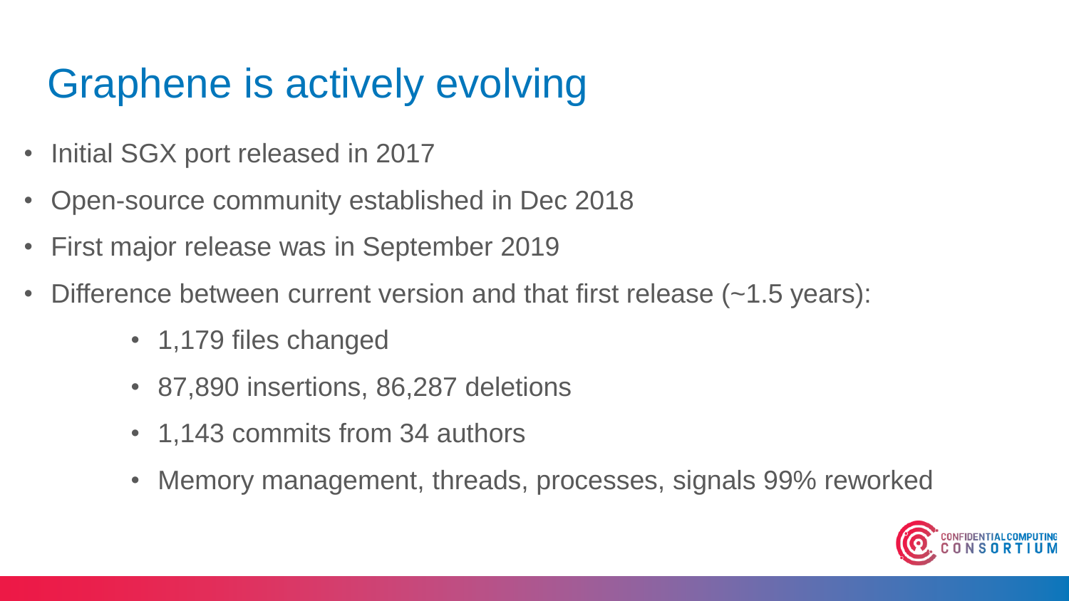# Graphene is actively evolving

- Initial SGX port released in 2017
- Open-source community established in Dec 2018
- First major release was in September 2019
- Difference between current version and that first release (~1.5 years):
  - 1,179 files changed
  - 87,890 insertions, 86,287 deletions
  - 1,143 commits from 34 authors
  - Memory management, threads, processes, signals 99% reworked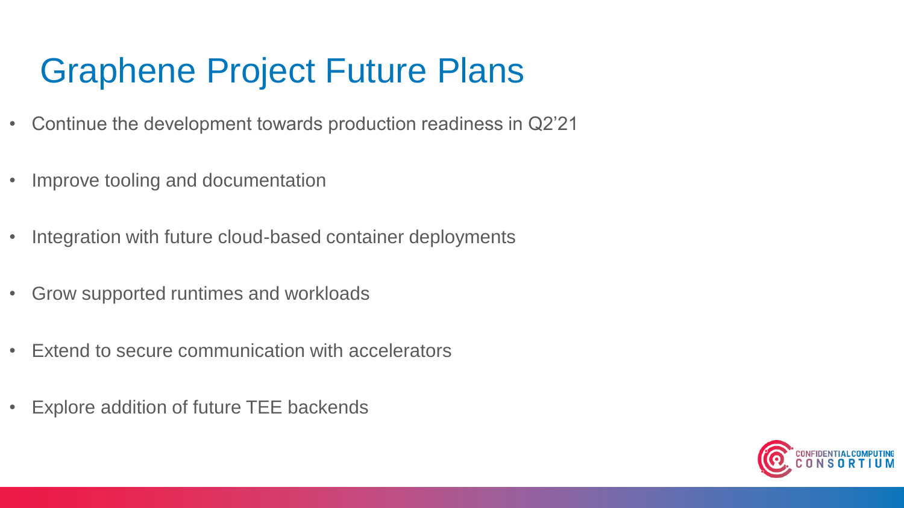# Graphene Project Future Plans

- Continue the development towards production readiness in Q2'21
- Improve tooling and documentation
- Integration with future cloud-based container deployments
- Grow supported runtimes and workloads
- Extend to secure communication with accelerators
- Explore addition of future TEE backends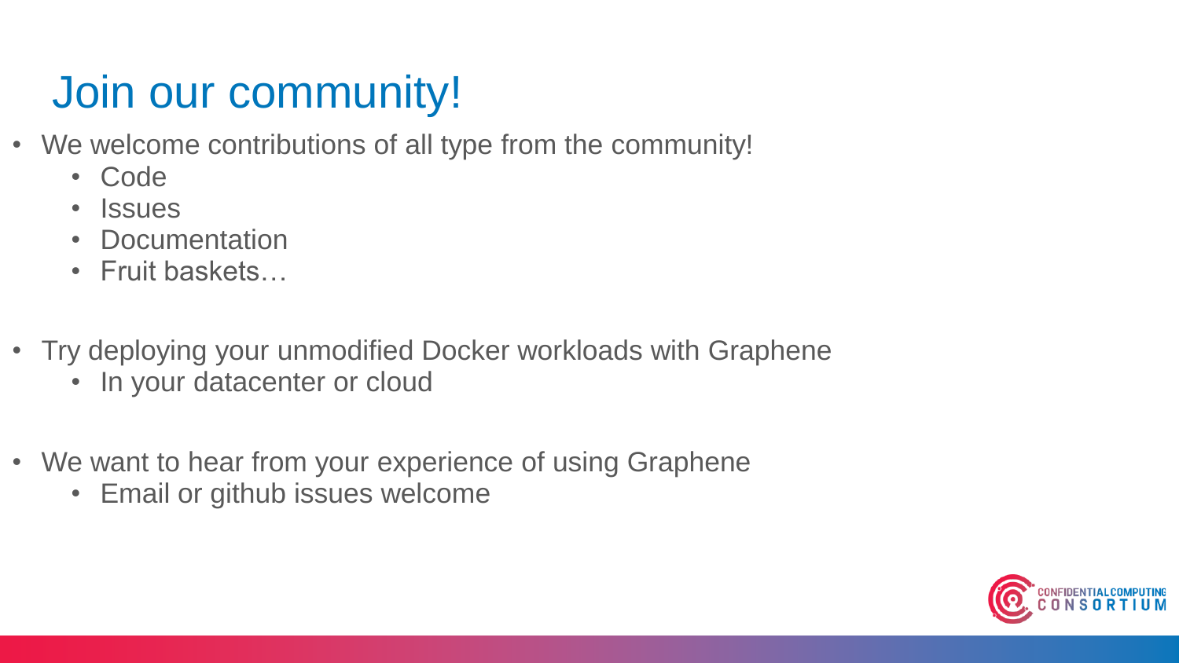# Join our community!

- We welcome contributions of all type from the community!
  - Code
  - Issues
  - Documentation
  - Fruit baskets…
- Try deploying your unmodified Docker workloads with Graphene
  - In your datacenter or cloud
- We want to hear from your experience of using Graphene
  - Email or github issues welcome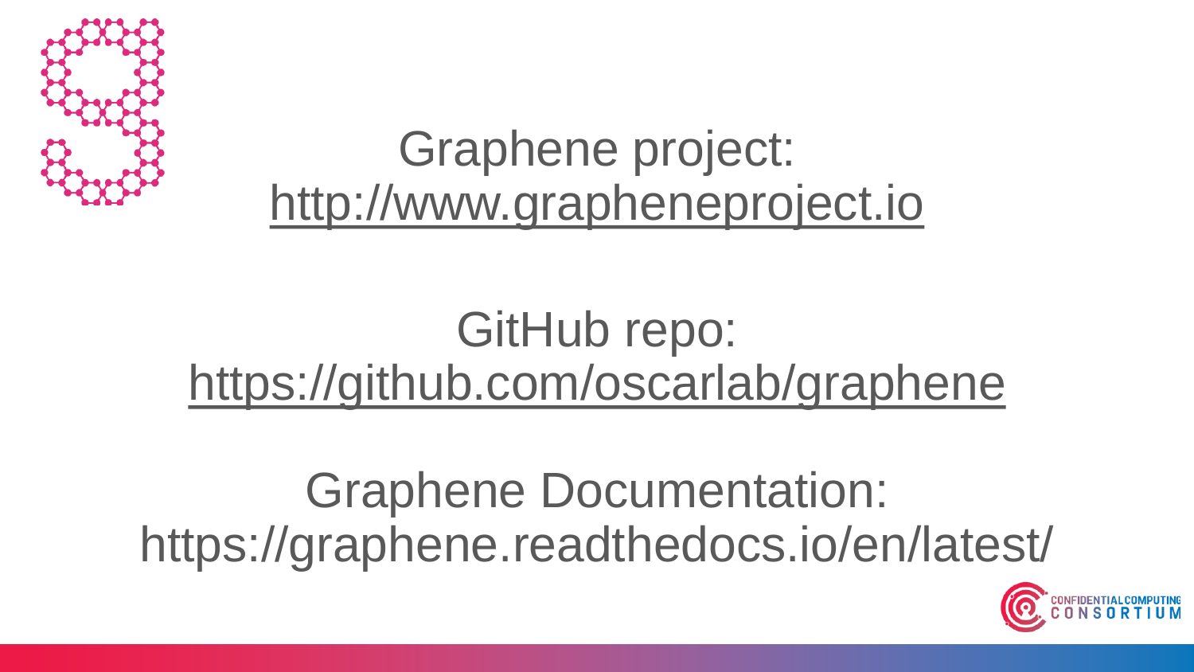Graphene project:
[http://www.grapheneproject.io](http://www.grapheneproject.io)

GitHub repo:
[https://github.com/oscarlab/graphene](https://github.com/oscarlab/graphene)

Graphene Documentation:
https://graphene.readthedocs.io/en/latest/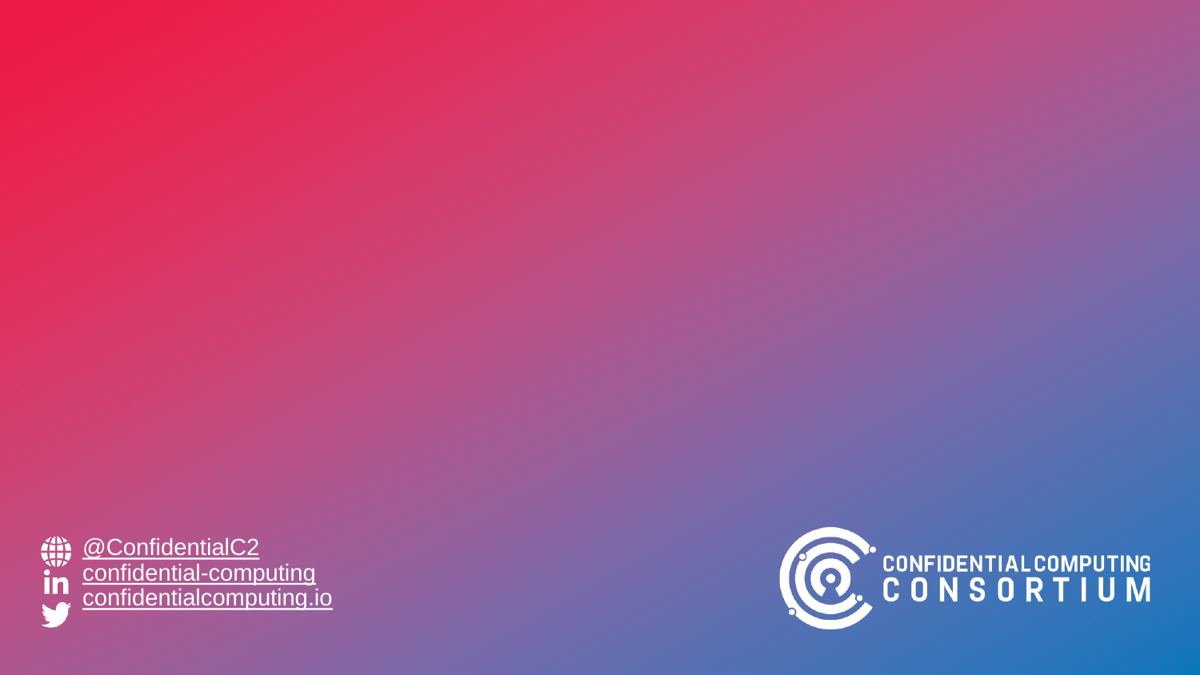@ConfidentialC2
confidential-computing
confidentialcomputing.io

CONFIDENTIAL COMPUTING CONSORTIUM